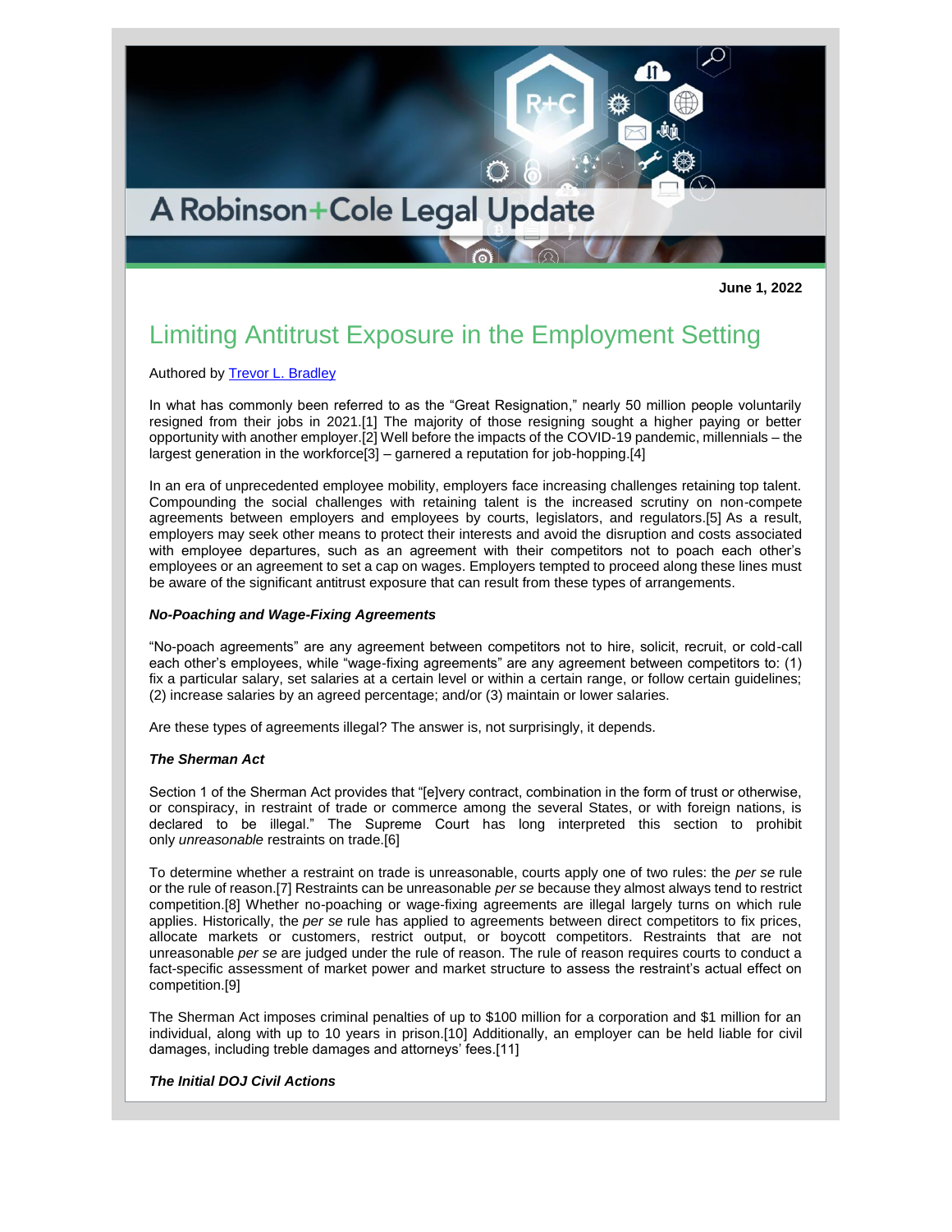A Robinson+Cole Legal Update

**June 1, 2022**

# Limiting Antitrust Exposure in the Employment Setting

Authored by [Trevor L. Bradley]

In what has commonly been referred to as the "Great Resignation," nearly 50 million people voluntarily resigned from their jobs in 2021.[1] The majority of those resigning sought a higher paying or better opportunity with another employer.[2] Well before the impacts of the COVID-19 pandemic, millennials – the largest generation in the workforce[3] – garnered a reputation for job-hopping.[4]

In an era of unprecedented employee mobility, employers face increasing challenges retaining top talent. Compounding the social challenges with retaining talent is the increased scrutiny on non-compete agreements between employers and employees by courts, legislators, and regulators.[5] As a result, employers may seek other means to protect their interests and avoid the disruption and costs associated with employee departures, such as an agreement with their competitors not to poach each other's employees or an agreement to set a cap on wages. Employers tempted to proceed along these lines must be aware of the significant antitrust exposure that can result from these types of arrangements.

***No-Poaching and Wage-Fixing Agreements***

"No-poach agreements" are any agreement between competitors not to hire, solicit, recruit, or cold-call each other's employees, while "wage-fixing agreements" are any agreement between competitors to: (1) fix a particular salary, set salaries at a certain level or within a certain range, or follow certain guidelines; (2) increase salaries by an agreed percentage; and/or (3) maintain or lower salaries.

Are these types of agreements illegal? The answer is, not surprisingly, it depends.

***The Sherman Act***

Section 1 of the Sherman Act provides that "[e]very contract, combination in the form of trust or otherwise, or conspiracy, in restraint of trade or commerce among the several States, or with foreign nations, is declared to be illegal." The Supreme Court has long interpreted this section to prohibit only *unreasonable* restraints on trade.[6]

To determine whether a restraint on trade is unreasonable, courts apply one of two rules: the *per se* rule or the rule of reason.[7] Restraints can be unreasonable *per se* because they almost always tend to restrict competition.[8] Whether no-poaching or wage-fixing agreements are illegal largely turns on which rule applies. Historically, the *per se* rule has applied to agreements between direct competitors to fix prices, allocate markets or customers, restrict output, or boycott competitors. Restraints that are not unreasonable *per se* are judged under the rule of reason. The rule of reason requires courts to conduct a fact-specific assessment of market power and market structure to assess the restraint's actual effect on competition.[9]

The Sherman Act imposes criminal penalties of up to $100 million for a corporation and $1 million for an individual, along with up to 10 years in prison.[10] Additionally, an employer can be held liable for civil damages, including treble damages and attorneys' fees.[11]

***The Initial DOJ Civil Actions***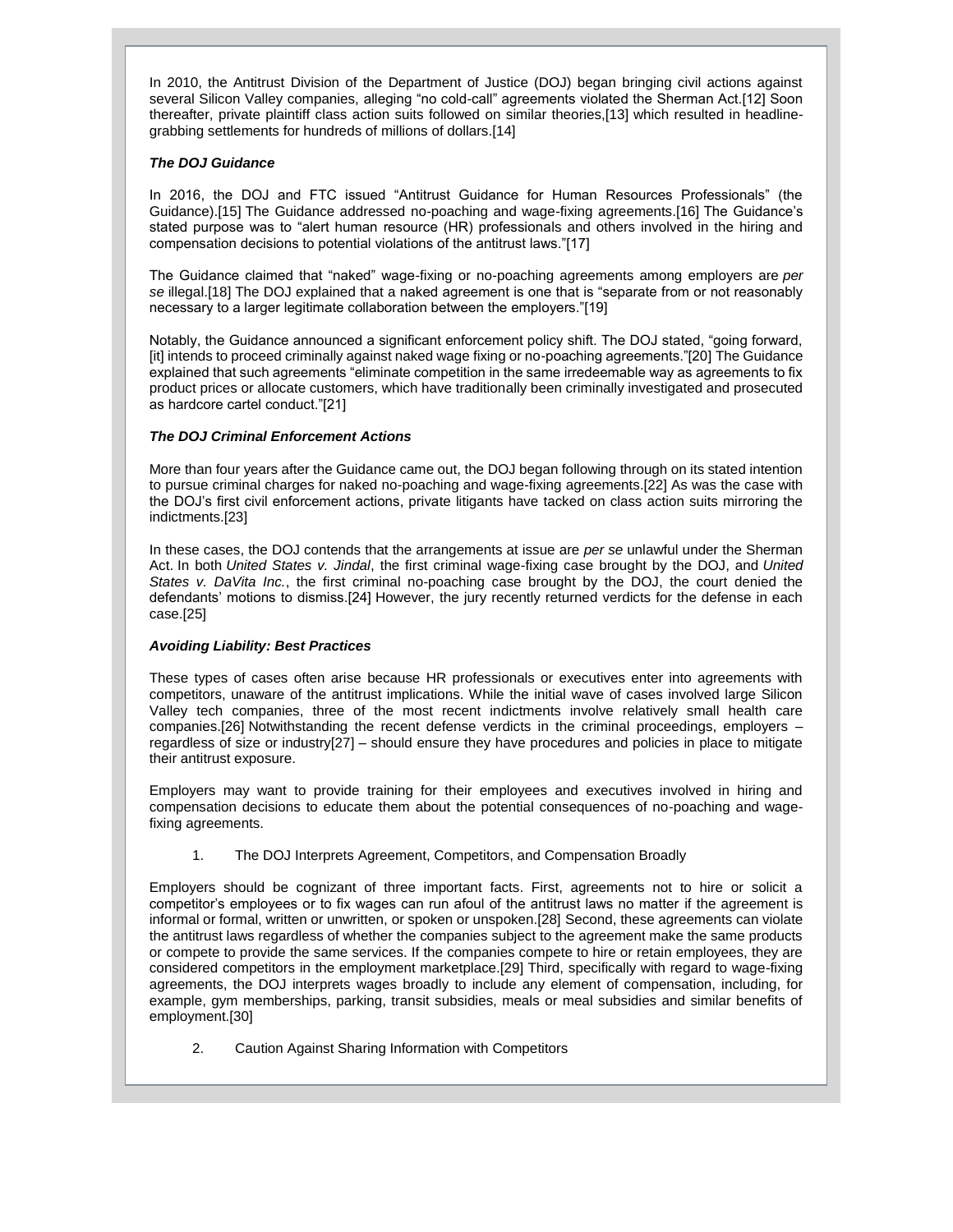In 2010, the Antitrust Division of the Department of Justice (DOJ) began bringing civil actions against several Silicon Valley companies, alleging "no cold-call" agreements violated the Sherman Act.[12] Soon thereafter, private plaintiff class action suits followed on similar theories,[13] which resulted in headline-grabbing settlements for hundreds of millions of dollars.[14]

***The DOJ Guidance***

In 2016, the DOJ and FTC issued "Antitrust Guidance for Human Resources Professionals" (the Guidance).[15] The Guidance addressed no-poaching and wage-fixing agreements.[16] The Guidance's stated purpose was to "alert human resource (HR) professionals and others involved in the hiring and compensation decisions to potential violations of the antitrust laws."[17]

The Guidance claimed that "naked" wage-fixing or no-poaching agreements among employers are *per se* illegal.[18] The DOJ explained that a naked agreement is one that is "separate from or not reasonably necessary to a larger legitimate collaboration between the employers."[19]

Notably, the Guidance announced a significant enforcement policy shift. The DOJ stated, "going forward, [it] intends to proceed criminally against naked wage fixing or no-poaching agreements."[20] The Guidance explained that such agreements "eliminate competition in the same irredeemable way as agreements to fix product prices or allocate customers, which have traditionally been criminally investigated and prosecuted as hardcore cartel conduct."[21]

***The DOJ Criminal Enforcement Actions***

More than four years after the Guidance came out, the DOJ began following through on its stated intention to pursue criminal charges for naked no-poaching and wage-fixing agreements.[22] As was the case with the DOJ's first civil enforcement actions, private litigants have tacked on class action suits mirroring the indictments.[23]

In these cases, the DOJ contends that the arrangements at issue are *per se* unlawful under the Sherman Act. In both *United States v. Jindal*, the first criminal wage-fixing case brought by the DOJ, and *United States v. DaVita Inc.*, the first criminal no-poaching case brought by the DOJ, the court denied the defendants' motions to dismiss.[24] However, the jury recently returned verdicts for the defense in each case.[25]

***Avoiding Liability: Best Practices***

These types of cases often arise because HR professionals or executives enter into agreements with competitors, unaware of the antitrust implications. While the initial wave of cases involved large Silicon Valley tech companies, three of the most recent indictments involve relatively small health care companies.[26] Notwithstanding the recent defense verdicts in the criminal proceedings, employers – regardless of size or industry[27] – should ensure they have procedures and policies in place to mitigate their antitrust exposure.

Employers may want to provide training for their employees and executives involved in hiring and compensation decisions to educate them about the potential consequences of no-poaching and wage-fixing agreements.

1. The DOJ Interprets Agreement, Competitors, and Compensation Broadly

Employers should be cognizant of three important facts. First, agreements not to hire or solicit a competitor's employees or to fix wages can run afoul of the antitrust laws no matter if the agreement is informal or formal, written or unwritten, or spoken or unspoken.[28] Second, these agreements can violate the antitrust laws regardless of whether the companies subject to the agreement make the same products or compete to provide the same services. If the companies compete to hire or retain employees, they are considered competitors in the employment marketplace.[29] Third, specifically with regard to wage-fixing agreements, the DOJ interprets wages broadly to include any element of compensation, including, for example, gym memberships, parking, transit subsidies, meals or meal subsidies and similar benefits of employment.[30]

2. Caution Against Sharing Information with Competitors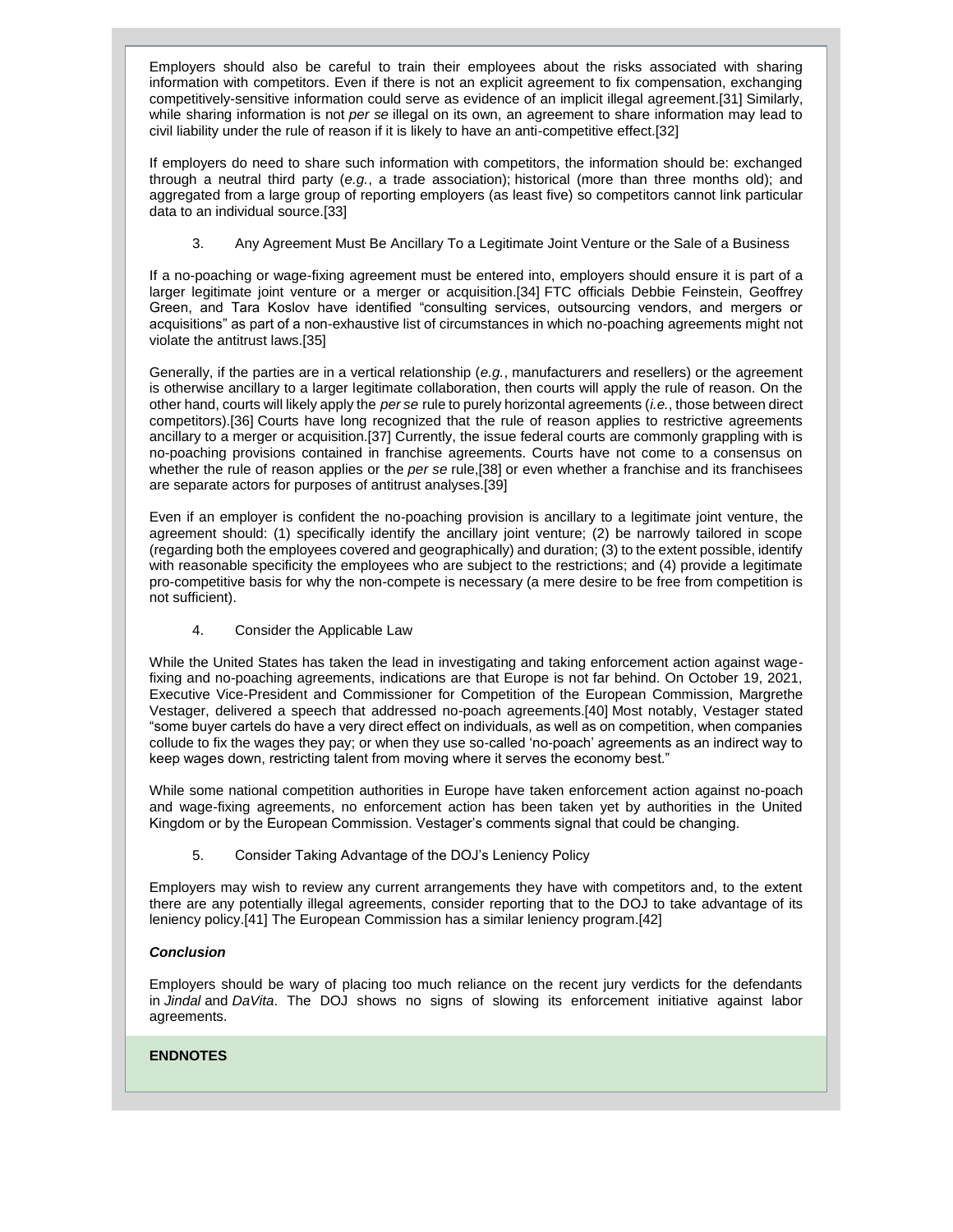Employers should also be careful to train their employees about the risks associated with sharing information with competitors. Even if there is not an explicit agreement to fix compensation, exchanging competitively-sensitive information could serve as evidence of an implicit illegal agreement.[31] Similarly, while sharing information is not *per se* illegal on its own, an agreement to share information may lead to civil liability under the rule of reason if it is likely to have an anti-competitive effect.[32]

If employers do need to share such information with competitors, the information should be: exchanged through a neutral third party (*e.g.*, a trade association); historical (more than three months old); and aggregated from a large group of reporting employers (as least five) so competitors cannot link particular data to an individual source.[33]

3. Any Agreement Must Be Ancillary To a Legitimate Joint Venture or the Sale of a Business

If a no-poaching or wage-fixing agreement must be entered into, employers should ensure it is part of a larger legitimate joint venture or a merger or acquisition.[34] FTC officials Debbie Feinstein, Geoffrey Green, and Tara Koslov have identified "consulting services, outsourcing vendors, and mergers or acquisitions" as part of a non-exhaustive list of circumstances in which no-poaching agreements might not violate the antitrust laws.[35]

Generally, if the parties are in a vertical relationship (*e.g.*, manufacturers and resellers) or the agreement is otherwise ancillary to a larger legitimate collaboration, then courts will apply the rule of reason. On the other hand, courts will likely apply the *per se* rule to purely horizontal agreements (*i.e.*, those between direct competitors).[36] Courts have long recognized that the rule of reason applies to restrictive agreements ancillary to a merger or acquisition.[37] Currently, the issue federal courts are commonly grappling with is no-poaching provisions contained in franchise agreements. Courts have not come to a consensus on whether the rule of reason applies or the *per se* rule,[38] or even whether a franchise and its franchisees are separate actors for purposes of antitrust analyses.[39]

Even if an employer is confident the no-poaching provision is ancillary to a legitimate joint venture, the agreement should: (1) specifically identify the ancillary joint venture; (2) be narrowly tailored in scope (regarding both the employees covered and geographically) and duration; (3) to the extent possible, identify with reasonable specificity the employees who are subject to the restrictions; and (4) provide a legitimate pro-competitive basis for why the non-compete is necessary (a mere desire to be free from competition is not sufficient).

4. Consider the Applicable Law

While the United States has taken the lead in investigating and taking enforcement action against wage-fixing and no-poaching agreements, indications are that Europe is not far behind. On October 19, 2021, Executive Vice-President and Commissioner for Competition of the European Commission, Margrethe Vestager, delivered a speech that addressed no-poach agreements.[40] Most notably, Vestager stated "some buyer cartels do have a very direct effect on individuals, as well as on competition, when companies collude to fix the wages they pay; or when they use so-called 'no-poach' agreements as an indirect way to keep wages down, restricting talent from moving where it serves the economy best."

While some national competition authorities in Europe have taken enforcement action against no-poach and wage-fixing agreements, no enforcement action has been taken yet by authorities in the United Kingdom or by the European Commission. Vestager's comments signal that could be changing.

5. Consider Taking Advantage of the DOJ's Leniency Policy

Employers may wish to review any current arrangements they have with competitors and, to the extent there are any potentially illegal agreements, consider reporting that to the DOJ to take advantage of its leniency policy.[41] The European Commission has a similar leniency program.[42]

***Conclusion***

Employers should be wary of placing too much reliance on the recent jury verdicts for the defendants in *Jindal* and *DaVita*. The DOJ shows no signs of slowing its enforcement initiative against labor agreements.

**ENDNOTES**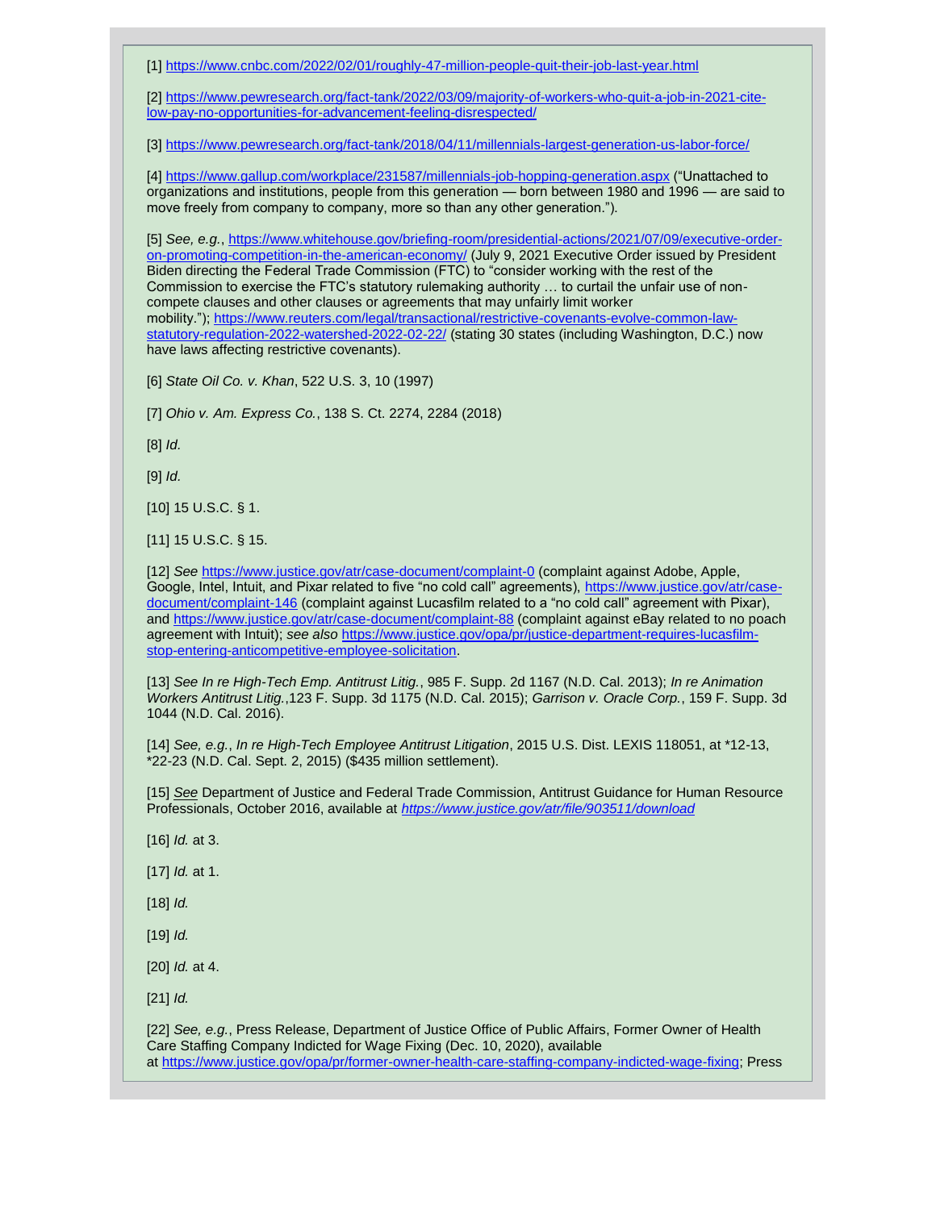[1] https://www.cnbc.com/2022/02/01/roughly-47-million-people-quit-their-job-last-year.html

[2] https://www.pewresearch.org/fact-tank/2022/03/09/majority-of-workers-who-quit-a-job-in-2021-cite-low-pay-no-opportunities-for-advancement-feeling-disrespected/

[3] https://www.pewresearch.org/fact-tank/2018/04/11/millennials-largest-generation-us-labor-force/

[4] https://www.gallup.com/workplace/231587/millennials-job-hopping-generation.aspx ("Unattached to organizations and institutions, people from this generation — born between 1980 and 1996 — are said to move freely from company to company, more so than any other generation.").

[5] *See, e.g.*, https://www.whitehouse.gov/briefing-room/presidential-actions/2021/07/09/executive-order-on-promoting-competition-in-the-american-economy/ (July 9, 2021 Executive Order issued by President Biden directing the Federal Trade Commission (FTC) to "consider working with the rest of the Commission to exercise the FTC's statutory rulemaking authority … to curtail the unfair use of non-compete clauses and other clauses or agreements that may unfairly limit worker mobility."); https://www.reuters.com/legal/transactional/restrictive-covenants-evolve-common-law-statutory-regulation-2022-watershed-2022-02-22/ (stating 30 states (including Washington, D.C.) now have laws affecting restrictive covenants).

[6] *State Oil Co. v. Khan*, 522 U.S. 3, 10 (1997)

[7] *Ohio v. Am. Express Co.*, 138 S. Ct. 2274, 2284 (2018)

[8] *Id.*

[9] *Id.*

[10] 15 U.S.C. § 1.

[11] 15 U.S.C. § 15.

[12] *See* https://www.justice.gov/atr/case-document/complaint-0 (complaint against Adobe, Apple, Google, Intel, Intuit, and Pixar related to five "no cold call" agreements), https://www.justice.gov/atr/case-document/complaint-146 (complaint against Lucasfilm related to a "no cold call" agreement with Pixar), and https://www.justice.gov/atr/case-document/complaint-88 (complaint against eBay related to no poach agreement with Intuit); *see also* https://www.justice.gov/opa/pr/justice-department-requires-lucasfilm-stop-entering-anticompetitive-employee-solicitation.

[13] *See In re High-Tech Emp. Antitrust Litig.*, 985 F. Supp. 2d 1167 (N.D. Cal. 2013); *In re Animation Workers Antitrust Litig.*,123 F. Supp. 3d 1175 (N.D. Cal. 2015); *Garrison v. Oracle Corp.*, 159 F. Supp. 3d 1044 (N.D. Cal. 2016).

[14] *See, e.g.*, *In re High-Tech Employee Antitrust Litigation*, 2015 U.S. Dist. LEXIS 118051, at *12-13, *22-23 (N.D. Cal. Sept. 2, 2015) ($435 million settlement).

[15] *See* Department of Justice and Federal Trade Commission, Antitrust Guidance for Human Resource Professionals, October 2016, available at *https://www.justice.gov/atr/file/903511/download*

[16] *Id.* at 3.

[17] *Id.* at 1.

[18] *Id.*

[19] *Id.*

[20] *Id.* at 4.

[21] *Id.*

[22] *See, e.g.*, Press Release, Department of Justice Office of Public Affairs, Former Owner of Health Care Staffing Company Indicted for Wage Fixing (Dec. 10, 2020), available at https://www.justice.gov/opa/pr/former-owner-health-care-staffing-company-indicted-wage-fixing; Press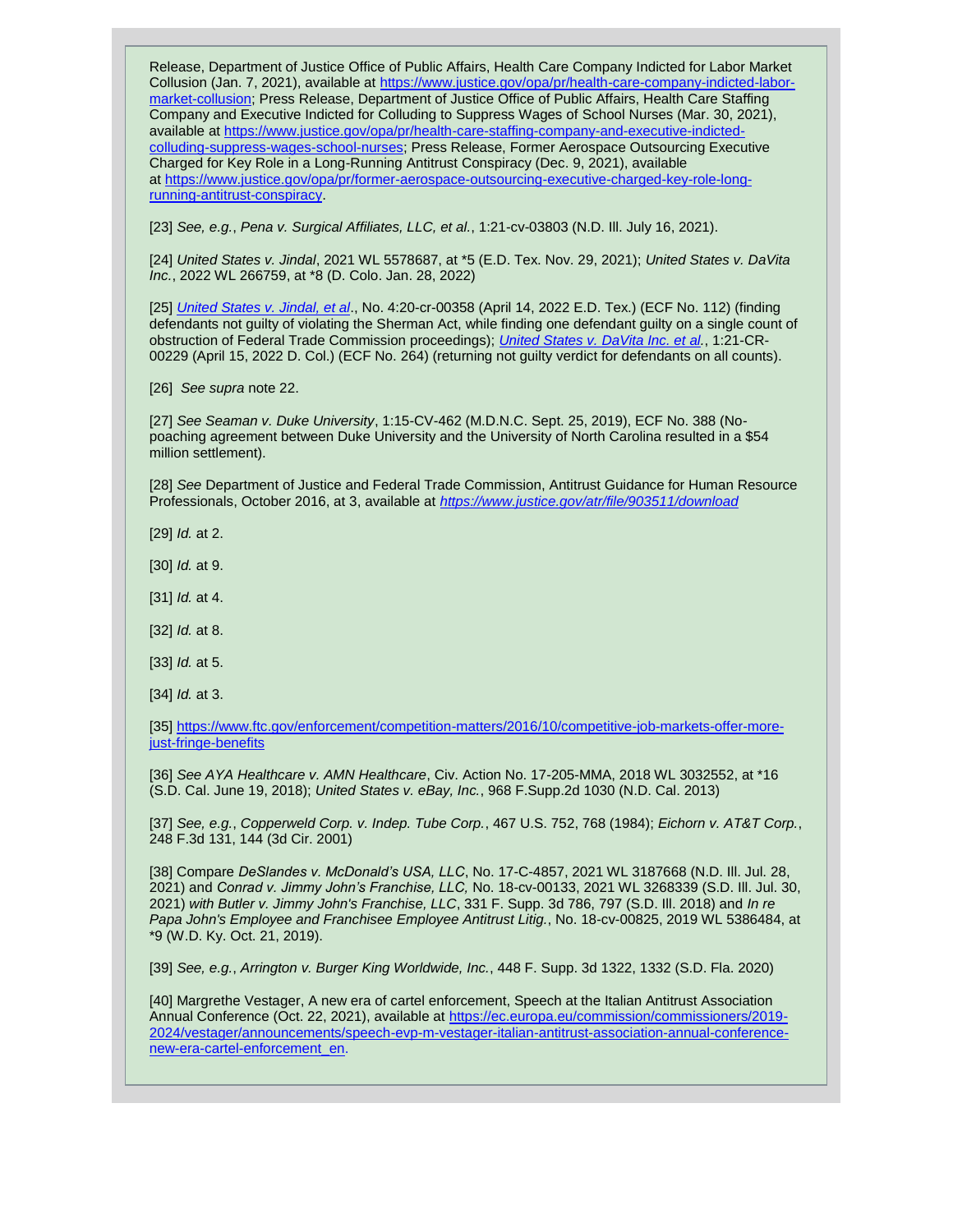Release, Department of Justice Office of Public Affairs, Health Care Company Indicted for Labor Market Collusion (Jan. 7, 2021), available at https://www.justice.gov/opa/pr/health-care-company-indicted-labor-market-collusion; Press Release, Department of Justice Office of Public Affairs, Health Care Staffing Company and Executive Indicted for Colluding to Suppress Wages of School Nurses (Mar. 30, 2021), available at https://www.justice.gov/opa/pr/health-care-staffing-company-and-executive-indicted-colluding-suppress-wages-school-nurses; Press Release, Former Aerospace Outsourcing Executive Charged for Key Role in a Long-Running Antitrust Conspiracy (Dec. 9, 2021), available at https://www.justice.gov/opa/pr/former-aerospace-outsourcing-executive-charged-key-role-long-running-antitrust-conspiracy.

[23] *See, e.g.*, *Pena v. Surgical Affiliates, LLC, et al.*, 1:21-cv-03803 (N.D. Ill. July 16, 2021).

[24] *United States v. Jindal*, 2021 WL 5578687, at *5 (E.D. Tex. Nov. 29, 2021); *United States v. DaVita Inc.*, 2022 WL 266759, at *8 (D. Colo. Jan. 28, 2022)

[25] *United States v. Jindal, et al*., No. 4:20-cr-00358 (April 14, 2022 E.D. Tex.) (ECF No. 112) (finding defendants not guilty of violating the Sherman Act, while finding one defendant guilty on a single count of obstruction of Federal Trade Commission proceedings); *United States v. DaVita Inc. et al.*, 1:21-CR-00229 (April 15, 2022 D. Col.) (ECF No. 264) (returning not guilty verdict for defendants on all counts).

[26] *See supra* note 22.

[27] *See Seaman v. Duke University*, 1:15-CV-462 (M.D.N.C. Sept. 25, 2019), ECF No. 388 (No-poaching agreement between Duke University and the University of North Carolina resulted in a $54 million settlement).

[28] *See* Department of Justice and Federal Trade Commission, Antitrust Guidance for Human Resource Professionals, October 2016, at 3, available at *https://www.justice.gov/atr/file/903511/download*

[29] *Id.* at 2.

[30] *Id.* at 9.

[31] *Id.* at 4.

[32] *Id.* at 8.

[33] *Id.* at 5.

[34] *Id.* at 3.

[35] https://www.ftc.gov/enforcement/competition-matters/2016/10/competitive-job-markets-offer-more-just-fringe-benefits

[36] *See AYA Healthcare v. AMN Healthcare*, Civ. Action No. 17-205-MMA, 2018 WL 3032552, at *16 (S.D. Cal. June 19, 2018); *United States v. eBay, Inc.*, 968 F.Supp.2d 1030 (N.D. Cal. 2013)

[37] *See, e.g.*, *Copperweld Corp. v. Indep. Tube Corp.*, 467 U.S. 752, 768 (1984); *Eichorn v. AT&T Corp.*, 248 F.3d 131, 144 (3d Cir. 2001)

[38] Compare *DeSlandes v. McDonald's USA, LLC*, No. 17-C-4857, 2021 WL 3187668 (N.D. Ill. Jul. 28, 2021) and *Conrad v. Jimmy John's Franchise, LLC,* No. 18-cv-00133, 2021 WL 3268339 (S.D. Ill. Jul. 30, 2021) *with Butler v. Jimmy John's Franchise, LLC*, 331 F. Supp. 3d 786, 797 (S.D. Ill. 2018) and *In re Papa John's Employee and Franchisee Employee Antitrust Litig.*, No. 18-cv-00825, 2019 WL 5386484, at *9 (W.D. Ky. Oct. 21, 2019).

[39] *See, e.g.*, *Arrington v. Burger King Worldwide, Inc.*, 448 F. Supp. 3d 1322, 1332 (S.D. Fla. 2020)

[40] Margrethe Vestager, A new era of cartel enforcement, Speech at the Italian Antitrust Association Annual Conference (Oct. 22, 2021), available at https://ec.europa.eu/commission/commissioners/2019-2024/vestager/announcements/speech-evp-m-vestager-italian-antitrust-association-annual-conference-new-era-cartel-enforcement_en.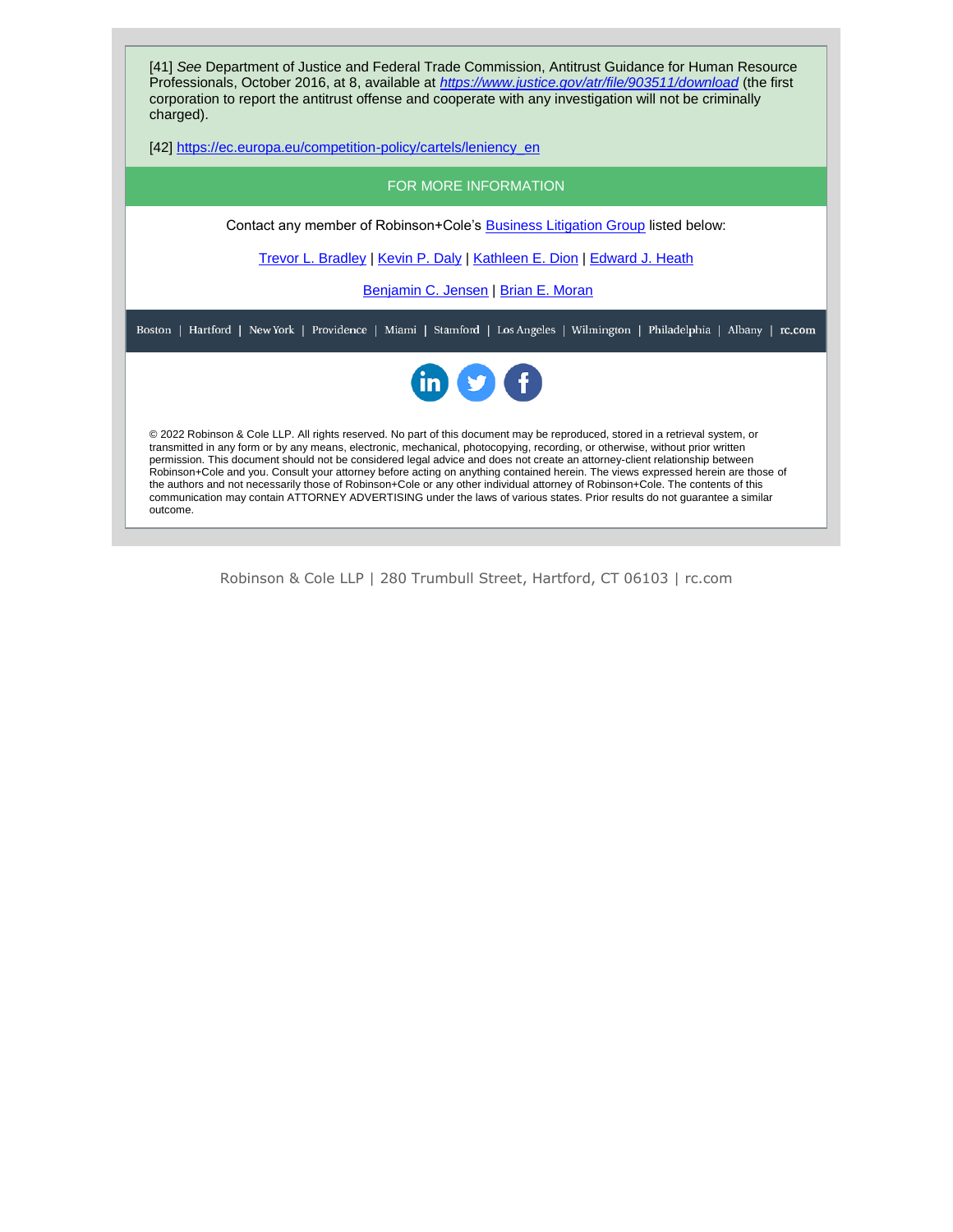[41] *See* Department of Justice and Federal Trade Commission, Antitrust Guidance for Human Resource Professionals, October 2016, at 8, available at *https://www.justice.gov/atr/file/903511/download* (the first corporation to report the antitrust offense and cooperate with any investigation will not be criminally charged).

[42] https://ec.europa.eu/competition-policy/cartels/leniency_en

## FOR MORE INFORMATION

Contact any member of Robinson+Cole's Business Litigation Group listed below:

Trevor L. Bradley | Kevin P. Daly | Kathleen E. Dion | Edward J. Heath

Benjamin C. Jensen | Brian E. Moran

Boston | Hartford | New York | Providence | Miami | Stamford | Los Angeles | Wilmington | Philadelphia | Albany | rc.com

© 2022 Robinson & Cole LLP. All rights reserved. No part of this document may be reproduced, stored in a retrieval system, or transmitted in any form or by any means, electronic, mechanical, photocopying, recording, or otherwise, without prior written permission. This document should not be considered legal advice and does not create an attorney-client relationship between Robinson+Cole and you. Consult your attorney before acting on anything contained herein. The views expressed herein are those of the authors and not necessarily those of Robinson+Cole or any other individual attorney of Robinson+Cole. The contents of this communication may contain ATTORNEY ADVERTISING under the laws of various states. Prior results do not guarantee a similar outcome.

Robinson & Cole LLP | 280 Trumbull Street, Hartford, CT 06103 | rc.com